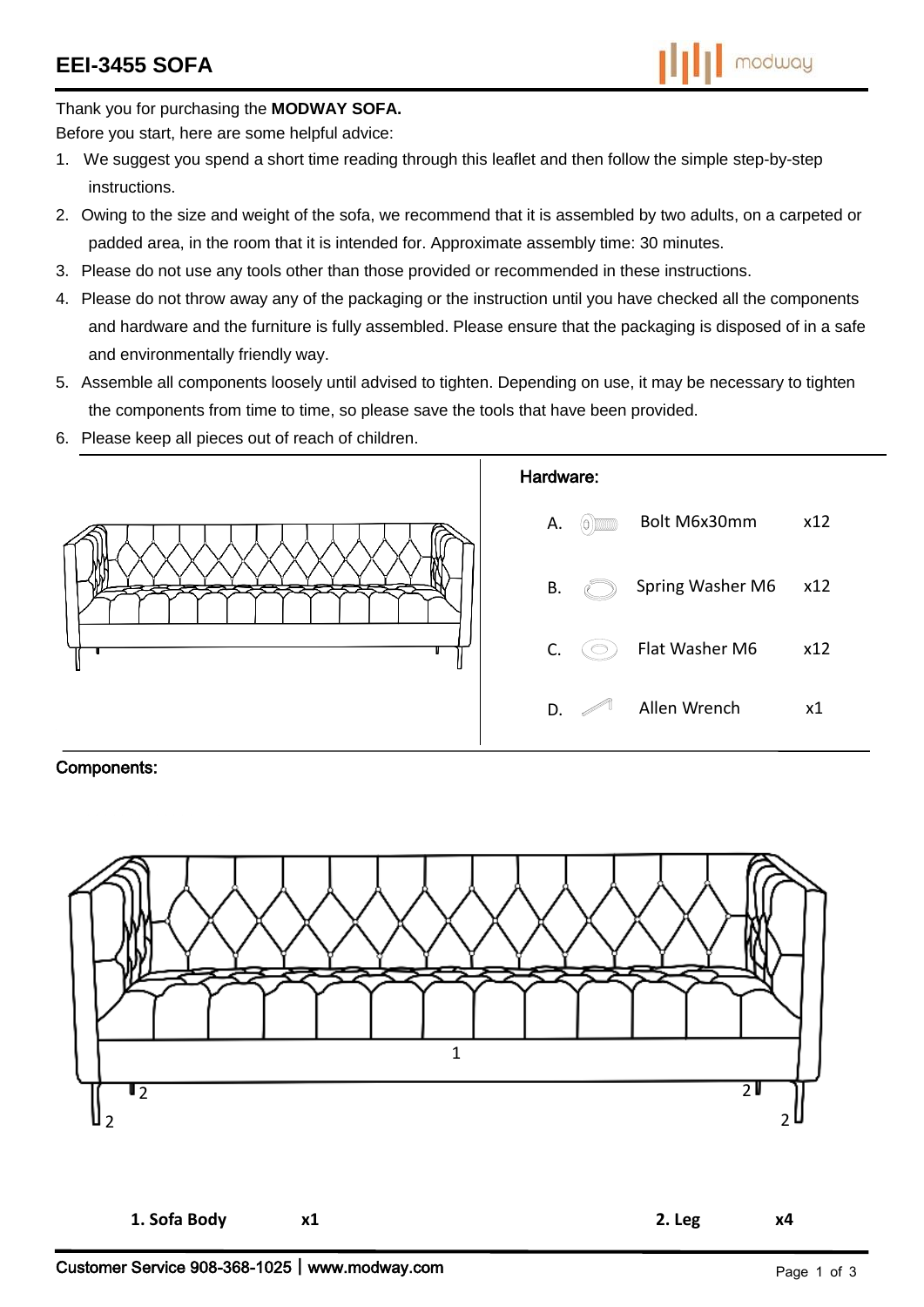# EEI-3455 SOFA

Thank you for purchasing the **MODWAY SOFA.**

Before you start, here are some helpful advice:

1. We suggest you spend a short time reading through this leaflet and then follow the simple step-by-step instructions.
2. Owing to the size and weight of the sofa, we recommend that it is assembled by two adults, on a carpeted or padded area, in the room that it is intended for. Approximate assembly time: 30 minutes.
3. Please do not use any tools other than those provided or recommended in these instructions.
4. Please do not throw away any of the packaging or the instruction until you have checked all the components and hardware and the furniture is fully assembled. Please ensure that the packaging is disposed of in a safe and environmentally friendly way.
5. Assemble all components loosely until advised to tighten. Depending on use, it may be necessary to tighten the components from time to time, so please save the tools that have been provided.
6. Please keep all pieces out of reach of children.

**Hardware:**

| | | |
|---|---|---|
| A. | Bolt M6x30mm | x12 |
| B. | Spring Washer M6 | x12 |
| C. | Flat Washer M6 | x12 |
| D. | Allen Wrench | x1 |

**Components:**

1 2 2 2 2

| | | | |
|---|---|---|---|
| **1. Sofa Body** | **x1** | **2. Leg** | **x4** |

Customer Service 908-368-1025 | www.modway.com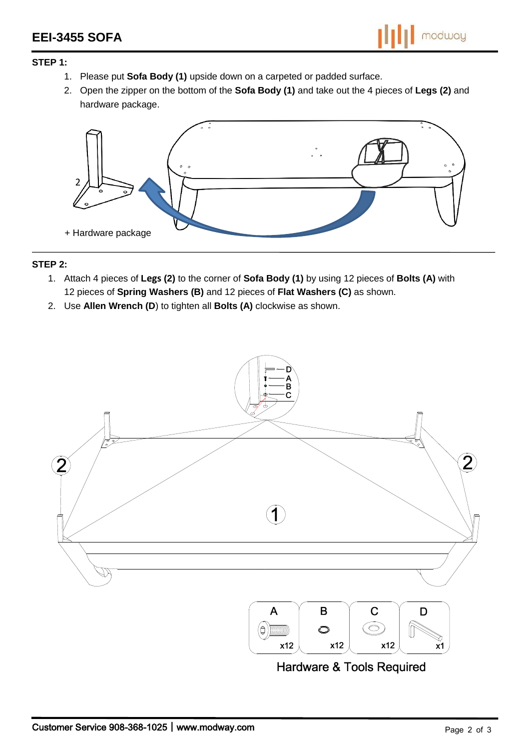## STEP 1:

1. Please put **Sofa Body (1)** upside down on a carpeted or padded surface.
2. Open the zipper on the bottom of the **Sofa Body (1)** and take out the 4 pieces of **Legs (2)** and hardware package.

2

+ Hardware package

## STEP 2:

1. Attach 4 pieces of **Legs (2)** to the corner of **Sofa Body (1)** by using 12 pieces of **Bolts (A)** with 12 pieces of **Spring Washers (B)** and 12 pieces of **Flat Washers (C)** as shown.
2. Use **Allen Wrench (D**) to tighten all **Bolts (A)** clockwise as shown.

| A | B | C | D |
|---|---|---|---|
| x12 | x12 | x12 | x1 |

Hardware & Tools Required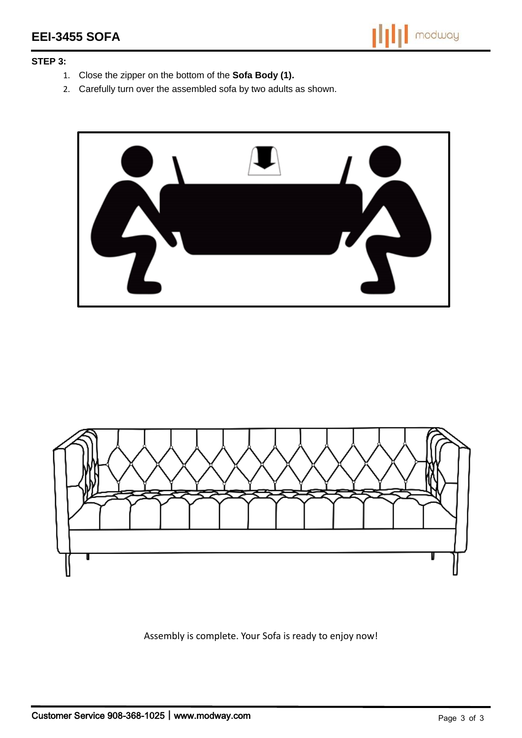# EEI-3455 SOFA

**STEP 3:**

1. Close the zipper on the bottom of the **Sofa Body (1).**
2. Carefully turn over the assembled sofa by two adults as shown.

Assembly is complete. Your Sofa is ready to enjoy now!

Customer Service 908-368-1025 | www.modway.com